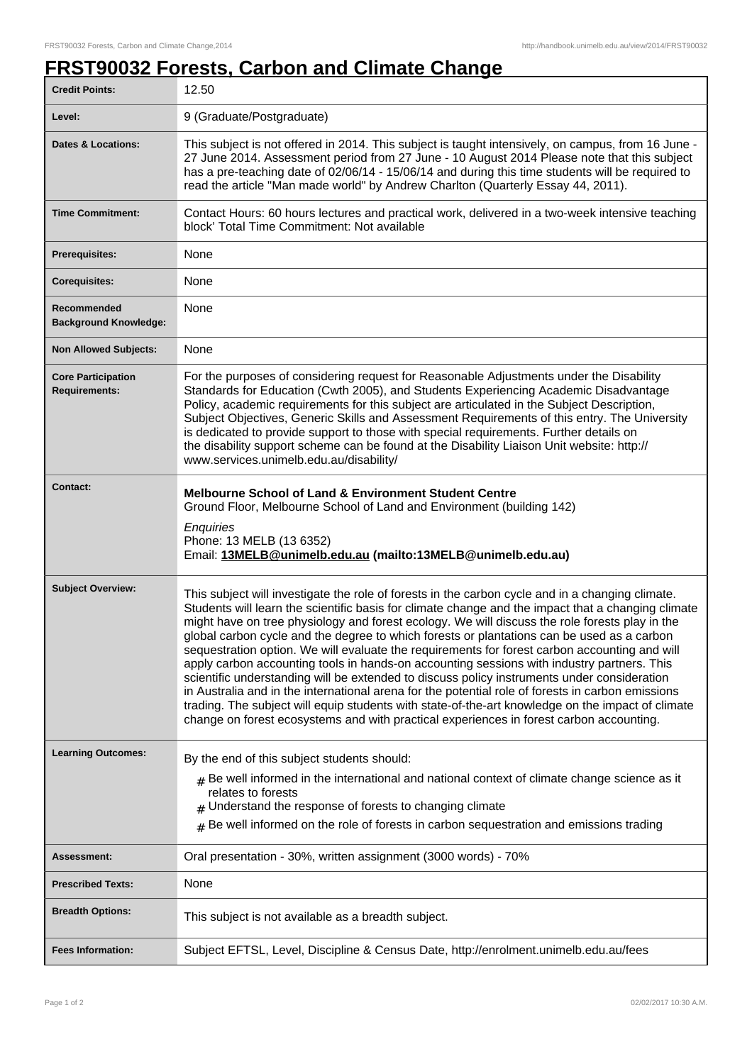# FRST90032 Forests, Carbon and Climate Change

| | |
|---|---|
| **Credit Points:** | 12.50 |
| **Level:** | 9 (Graduate/Postgraduate) |
| **Dates & Locations:** | This subject is not offered in 2014. This subject is taught intensively, on campus, from 16 June - 27 June 2014. Assessment period from 27 June - 10 August 2014 Please note that this subject has a pre-teaching date of 02/06/14 - 15/06/14 and during this time students will be required to read the article "Man made world" by Andrew Charlton (Quarterly Essay 44, 2011). |
| **Time Commitment:** | Contact Hours: 60 hours lectures and practical work, delivered in a two-week intensive teaching block' Total Time Commitment: Not available |
| **Prerequisites:** | None |
| **Corequisites:** | None |
| **Recommended Background Knowledge:** | None |
| **Non Allowed Subjects:** | None |
| **Core Participation Requirements:** | For the purposes of considering request for Reasonable Adjustments under the Disability Standards for Education (Cwth 2005), and Students Experiencing Academic Disadvantage Policy, academic requirements for this subject are articulated in the Subject Description, Subject Objectives, Generic Skills and Assessment Requirements of this entry. The University is dedicated to provide support to those with special requirements. Further details on the disability support scheme can be found at the Disability Liaison Unit website: http://www.services.unimelb.edu.au/disability/ |
| **Contact:** | **Melbourne School of Land & Environment Student Centre** Ground Floor, Melbourne School of Land and Environment (building 142) *Enquiries* Phone: 13 MELB (13 6352) Email: **13MELB@unimelb.edu.au (mailto:13MELB@unimelb.edu.au)** |
| **Subject Overview:** | This subject will investigate the role of forests in the carbon cycle and in a changing climate. Students will learn the scientific basis for climate change and the impact that a changing climate might have on tree physiology and forest ecology. We will discuss the role forests play in the global carbon cycle and the degree to which forests or plantations can be used as a carbon sequestration option. We will evaluate the requirements for forest carbon accounting and will apply carbon accounting tools in hands-on accounting sessions with industry partners. This scientific understanding will be extended to discuss policy instruments under consideration in Australia and in the international arena for the potential role of forests in carbon emissions trading. The subject will equip students with state-of-the-art knowledge on the impact of climate change on forest ecosystems and with practical experiences in forest carbon accounting. |
| **Learning Outcomes:** | By the end of this subject students should: # Be well informed in the international and national context of climate change science as it relates to forests # Understand the response of forests to changing climate # Be well informed on the role of forests in carbon sequestration and emissions trading |
| **Assessment:** | Oral presentation - 30%, written assignment (3000 words) - 70% |
| **Prescribed Texts:** | None |
| **Breadth Options:** | This subject is not available as a breadth subject. |
| **Fees Information:** | Subject EFTSL, Level, Discipline & Census Date, http://enrolment.unimelb.edu.au/fees |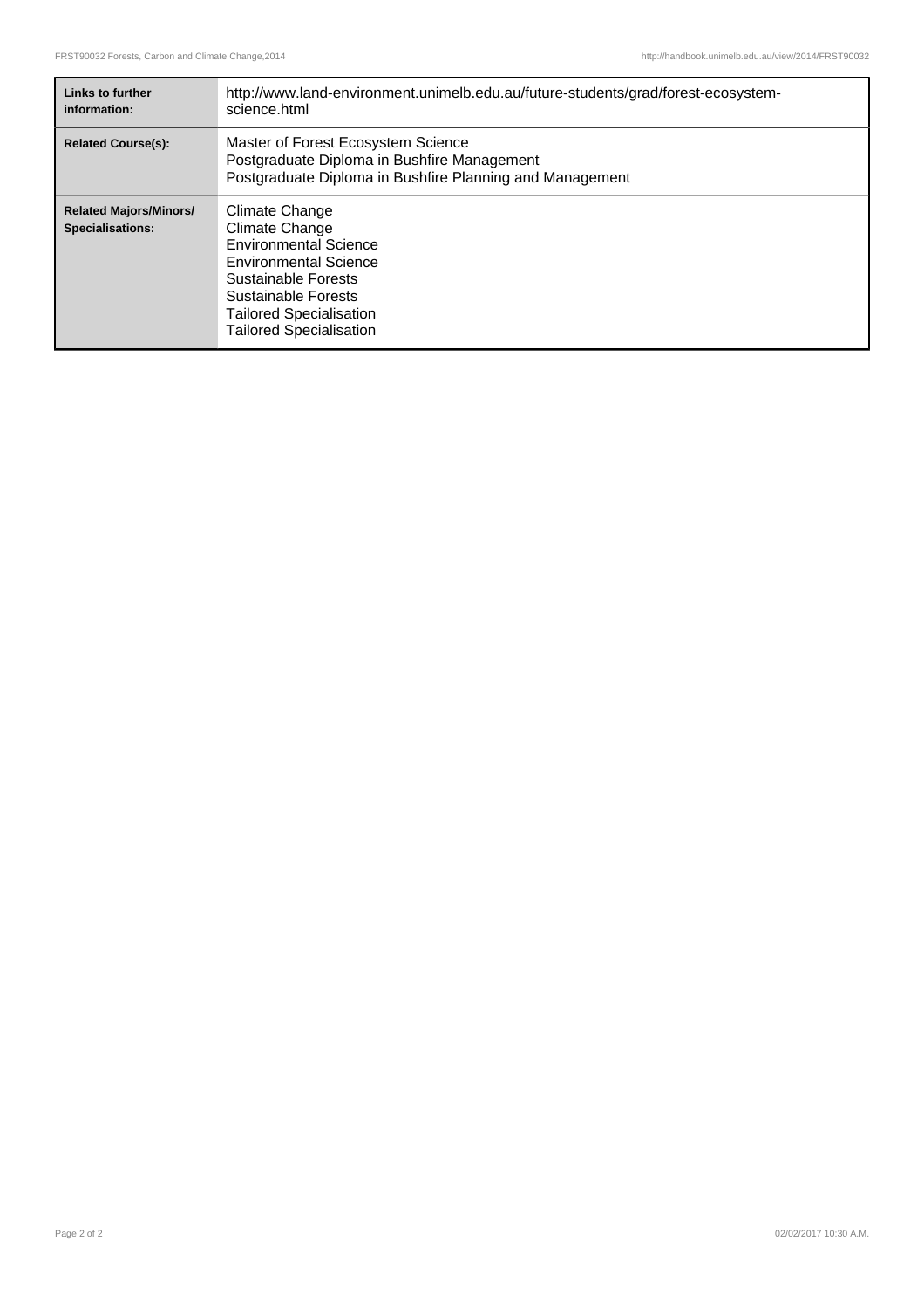| | |
|---|---|
| **Links to further information:** | http://www.land-environment.unimelb.edu.au/future-students/grad/forest-ecosystem-science.html |
| **Related Course(s):** | Master of Forest Ecosystem Science<br>Postgraduate Diploma in Bushfire Management<br>Postgraduate Diploma in Bushfire Planning and Management |
| **Related Majors/Minors/ Specialisations:** | Climate Change<br>Climate Change<br>Environmental Science<br>Environmental Science<br>Sustainable Forests<br>Sustainable Forests<br>Tailored Specialisation<br>Tailored Specialisation |